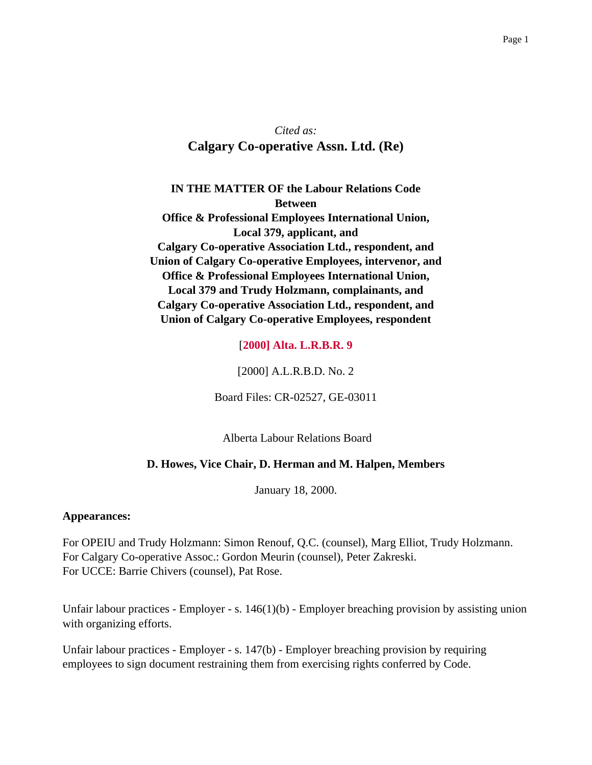*Cited as:*

# Calgary Co-operative Assn. Ltd. (Re)

**IN THE MATTER OF the Labour Relations Code**
**Between**
**Office & Professional Employees International Union, Local 379, applicant, and**
**Calgary Co-operative Association Ltd., respondent, and**
**Union of Calgary Co-operative Employees, intervenor, and**
**Office & Professional Employees International Union, Local 379 and Trudy Holzmann, complainants, and**
**Calgary Co-operative Association Ltd., respondent, and**
**Union of Calgary Co-operative Employees, respondent**

[**2000] Alta. L.R.B.R. 9**

[2000] A.L.R.B.D. No. 2

Board Files: CR-02527, GE-03011

Alberta Labour Relations Board

**D. Howes, Vice Chair, D. Herman and M. Halpen, Members**

January 18, 2000.

**Appearances:**

For OPEIU and Trudy Holzmann: Simon Renouf, Q.C. (counsel), Marg Elliot, Trudy Holzmann.
For Calgary Co-operative Assoc.: Gordon Meurin (counsel), Peter Zakreski.
For UCCE: Barrie Chivers (counsel), Pat Rose.

Unfair labour practices - Employer - s. 146(1)(b) - Employer breaching provision by assisting union with organizing efforts.

Unfair labour practices - Employer - s. 147(b) - Employer breaching provision by requiring employees to sign document restraining them from exercising rights conferred by Code.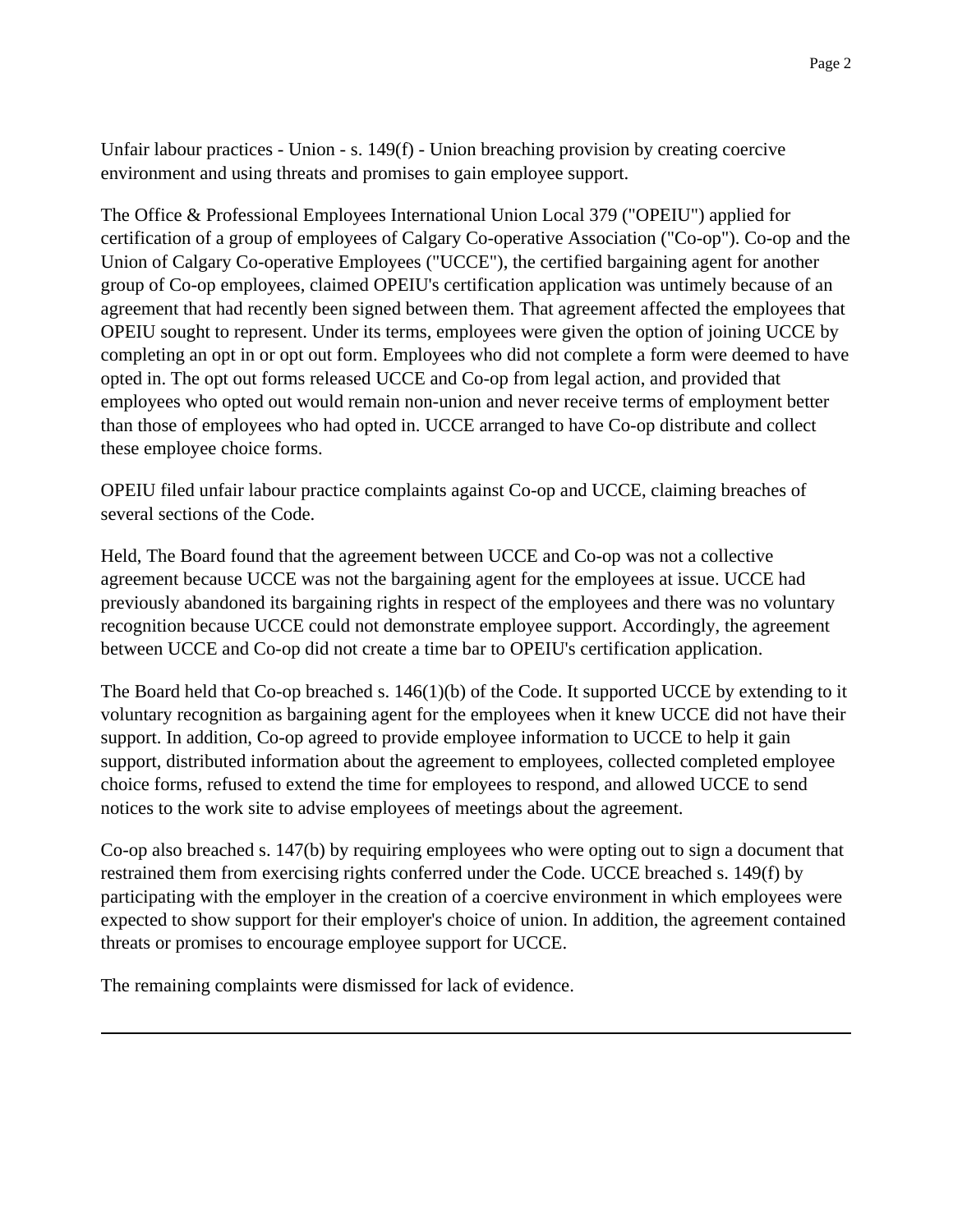Unfair labour practices - Union - s. 149(f) - Union breaching provision by creating coercive environment and using threats and promises to gain employee support.

The Office & Professional Employees International Union Local 379 ("OPEIU") applied for certification of a group of employees of Calgary Co-operative Association ("Co-op"). Co-op and the Union of Calgary Co-operative Employees ("UCCE"), the certified bargaining agent for another group of Co-op employees, claimed OPEIU's certification application was untimely because of an agreement that had recently been signed between them. That agreement affected the employees that OPEIU sought to represent. Under its terms, employees were given the option of joining UCCE by completing an opt in or opt out form. Employees who did not complete a form were deemed to have opted in. The opt out forms released UCCE and Co-op from legal action, and provided that employees who opted out would remain non-union and never receive terms of employment better than those of employees who had opted in. UCCE arranged to have Co-op distribute and collect these employee choice forms.

OPEIU filed unfair labour practice complaints against Co-op and UCCE, claiming breaches of several sections of the Code.

Held, The Board found that the agreement between UCCE and Co-op was not a collective agreement because UCCE was not the bargaining agent for the employees at issue. UCCE had previously abandoned its bargaining rights in respect of the employees and there was no voluntary recognition because UCCE could not demonstrate employee support. Accordingly, the agreement between UCCE and Co-op did not create a time bar to OPEIU's certification application.

The Board held that Co-op breached s. 146(1)(b) of the Code. It supported UCCE by extending to it voluntary recognition as bargaining agent for the employees when it knew UCCE did not have their support. In addition, Co-op agreed to provide employee information to UCCE to help it gain support, distributed information about the agreement to employees, collected completed employee choice forms, refused to extend the time for employees to respond, and allowed UCCE to send notices to the work site to advise employees of meetings about the agreement.

Co-op also breached s. 147(b) by requiring employees who were opting out to sign a document that restrained them from exercising rights conferred under the Code. UCCE breached s. 149(f) by participating with the employer in the creation of a coercive environment in which employees were expected to show support for their employer's choice of union. In addition, the agreement contained threats or promises to encourage employee support for UCCE.

The remaining complaints were dismissed for lack of evidence.

---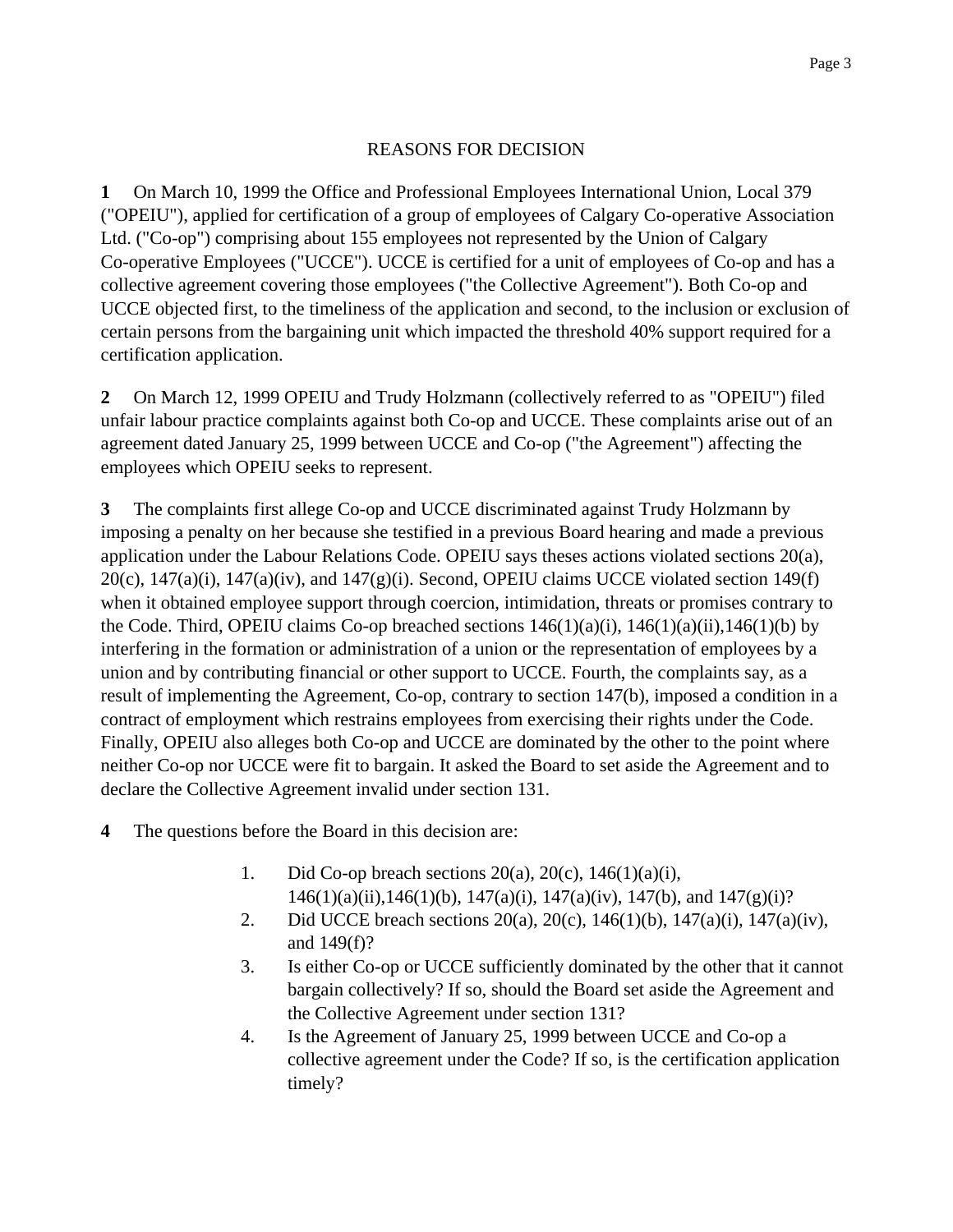## REASONS FOR DECISION

**1** On March 10, 1999 the Office and Professional Employees International Union, Local 379 ("OPEIU"), applied for certification of a group of employees of Calgary Co-operative Association Ltd. ("Co-op") comprising about 155 employees not represented by the Union of Calgary Co-operative Employees ("UCCE"). UCCE is certified for a unit of employees of Co-op and has a collective agreement covering those employees ("the Collective Agreement"). Both Co-op and UCCE objected first, to the timeliness of the application and second, to the inclusion or exclusion of certain persons from the bargaining unit which impacted the threshold 40% support required for a certification application.

**2** On March 12, 1999 OPEIU and Trudy Holzmann (collectively referred to as "OPEIU") filed unfair labour practice complaints against both Co-op and UCCE. These complaints arise out of an agreement dated January 25, 1999 between UCCE and Co-op ("the Agreement") affecting the employees which OPEIU seeks to represent.

**3** The complaints first allege Co-op and UCCE discriminated against Trudy Holzmann by imposing a penalty on her because she testified in a previous Board hearing and made a previous application under the Labour Relations Code. OPEIU says theses actions violated sections 20(a), 20(c), 147(a)(i), 147(a)(iv), and 147(g)(i). Second, OPEIU claims UCCE violated section 149(f) when it obtained employee support through coercion, intimidation, threats or promises contrary to the Code. Third, OPEIU claims Co-op breached sections 146(1)(a)(i), 146(1)(a)(ii),146(1)(b) by interfering in the formation or administration of a union or the representation of employees by a union and by contributing financial or other support to UCCE. Fourth, the complaints say, as a result of implementing the Agreement, Co-op, contrary to section 147(b), imposed a condition in a contract of employment which restrains employees from exercising their rights under the Code. Finally, OPEIU also alleges both Co-op and UCCE are dominated by the other to the point where neither Co-op nor UCCE were fit to bargain. It asked the Board to set aside the Agreement and to declare the Collective Agreement invalid under section 131.

**4** The questions before the Board in this decision are:

1. Did Co-op breach sections 20(a), 20(c), 146(1)(a)(i), 146(1)(a)(ii),146(1)(b), 147(a)(i), 147(a)(iv), 147(b), and 147(g)(i)?
2. Did UCCE breach sections 20(a), 20(c), 146(1)(b), 147(a)(i), 147(a)(iv), and 149(f)?
3. Is either Co-op or UCCE sufficiently dominated by the other that it cannot bargain collectively? If so, should the Board set aside the Agreement and the Collective Agreement under section 131?
4. Is the Agreement of January 25, 1999 between UCCE and Co-op a collective agreement under the Code? If so, is the certification application timely?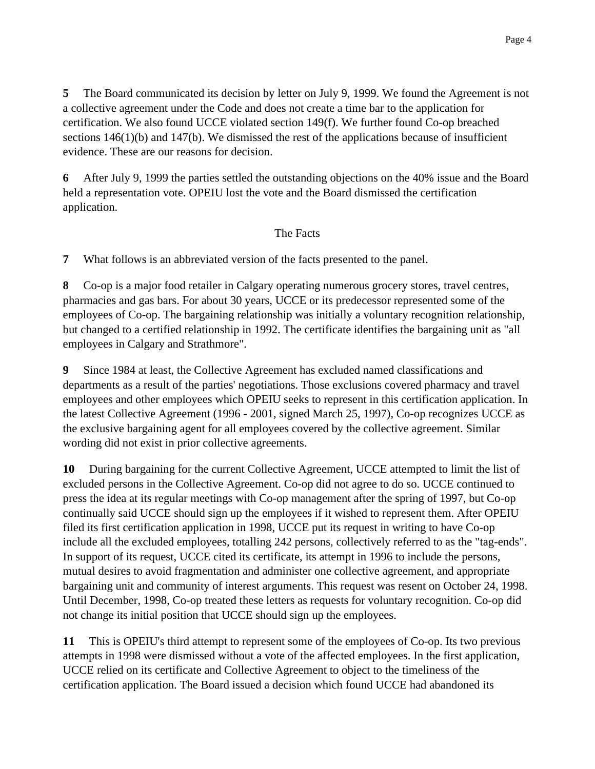**5** The Board communicated its decision by letter on July 9, 1999. We found the Agreement is not a collective agreement under the Code and does not create a time bar to the application for certification. We also found UCCE violated section 149(f). We further found Co-op breached sections 146(1)(b) and 147(b). We dismissed the rest of the applications because of insufficient evidence. These are our reasons for decision.

**6** After July 9, 1999 the parties settled the outstanding objections on the 40% issue and the Board held a representation vote. OPEIU lost the vote and the Board dismissed the certification application.

## The Facts

**7** What follows is an abbreviated version of the facts presented to the panel.

**8** Co-op is a major food retailer in Calgary operating numerous grocery stores, travel centres, pharmacies and gas bars. For about 30 years, UCCE or its predecessor represented some of the employees of Co-op. The bargaining relationship was initially a voluntary recognition relationship, but changed to a certified relationship in 1992. The certificate identifies the bargaining unit as "all employees in Calgary and Strathmore".

**9** Since 1984 at least, the Collective Agreement has excluded named classifications and departments as a result of the parties' negotiations. Those exclusions covered pharmacy and travel employees and other employees which OPEIU seeks to represent in this certification application. In the latest Collective Agreement (1996 - 2001, signed March 25, 1997), Co-op recognizes UCCE as the exclusive bargaining agent for all employees covered by the collective agreement. Similar wording did not exist in prior collective agreements.

**10** During bargaining for the current Collective Agreement, UCCE attempted to limit the list of excluded persons in the Collective Agreement. Co-op did not agree to do so. UCCE continued to press the idea at its regular meetings with Co-op management after the spring of 1997, but Co-op continually said UCCE should sign up the employees if it wished to represent them. After OPEIU filed its first certification application in 1998, UCCE put its request in writing to have Co-op include all the excluded employees, totalling 242 persons, collectively referred to as the "tag-ends". In support of its request, UCCE cited its certificate, its attempt in 1996 to include the persons, mutual desires to avoid fragmentation and administer one collective agreement, and appropriate bargaining unit and community of interest arguments. This request was resent on October 24, 1998. Until December, 1998, Co-op treated these letters as requests for voluntary recognition. Co-op did not change its initial position that UCCE should sign up the employees.

**11** This is OPEIU's third attempt to represent some of the employees of Co-op. Its two previous attempts in 1998 were dismissed without a vote of the affected employees. In the first application, UCCE relied on its certificate and Collective Agreement to object to the timeliness of the certification application. The Board issued a decision which found UCCE had abandoned its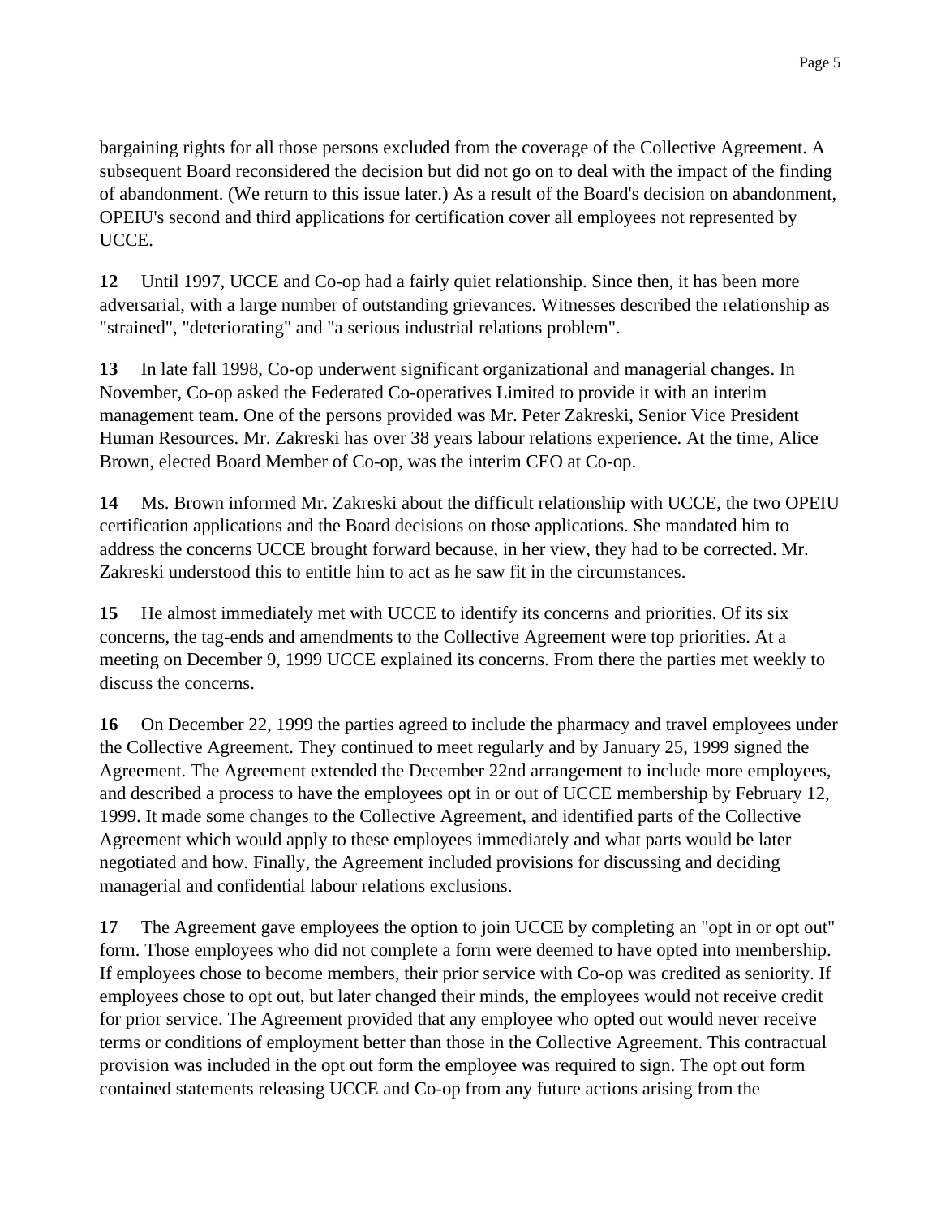bargaining rights for all those persons excluded from the coverage of the Collective Agreement. A subsequent Board reconsidered the decision but did not go on to deal with the impact of the finding of abandonment. (We return to this issue later.) As a result of the Board's decision on abandonment, OPEIU's second and third applications for certification cover all employees not represented by UCCE.

**12** Until 1997, UCCE and Co-op had a fairly quiet relationship. Since then, it has been more adversarial, with a large number of outstanding grievances. Witnesses described the relationship as "strained", "deteriorating" and "a serious industrial relations problem".

**13** In late fall 1998, Co-op underwent significant organizational and managerial changes. In November, Co-op asked the Federated Co-operatives Limited to provide it with an interim management team. One of the persons provided was Mr. Peter Zakreski, Senior Vice President Human Resources. Mr. Zakreski has over 38 years labour relations experience. At the time, Alice Brown, elected Board Member of Co-op, was the interim CEO at Co-op.

**14** Ms. Brown informed Mr. Zakreski about the difficult relationship with UCCE, the two OPEIU certification applications and the Board decisions on those applications. She mandated him to address the concerns UCCE brought forward because, in her view, they had to be corrected. Mr. Zakreski understood this to entitle him to act as he saw fit in the circumstances.

**15** He almost immediately met with UCCE to identify its concerns and priorities. Of its six concerns, the tag-ends and amendments to the Collective Agreement were top priorities. At a meeting on December 9, 1999 UCCE explained its concerns. From there the parties met weekly to discuss the concerns.

**16** On December 22, 1999 the parties agreed to include the pharmacy and travel employees under the Collective Agreement. They continued to meet regularly and by January 25, 1999 signed the Agreement. The Agreement extended the December 22nd arrangement to include more employees, and described a process to have the employees opt in or out of UCCE membership by February 12, 1999. It made some changes to the Collective Agreement, and identified parts of the Collective Agreement which would apply to these employees immediately and what parts would be later negotiated and how. Finally, the Agreement included provisions for discussing and deciding managerial and confidential labour relations exclusions.

**17** The Agreement gave employees the option to join UCCE by completing an "opt in or opt out" form. Those employees who did not complete a form were deemed to have opted into membership. If employees chose to become members, their prior service with Co-op was credited as seniority. If employees chose to opt out, but later changed their minds, the employees would not receive credit for prior service. The Agreement provided that any employee who opted out would never receive terms or conditions of employment better than those in the Collective Agreement. This contractual provision was included in the opt out form the employee was required to sign. The opt out form contained statements releasing UCCE and Co-op from any future actions arising from the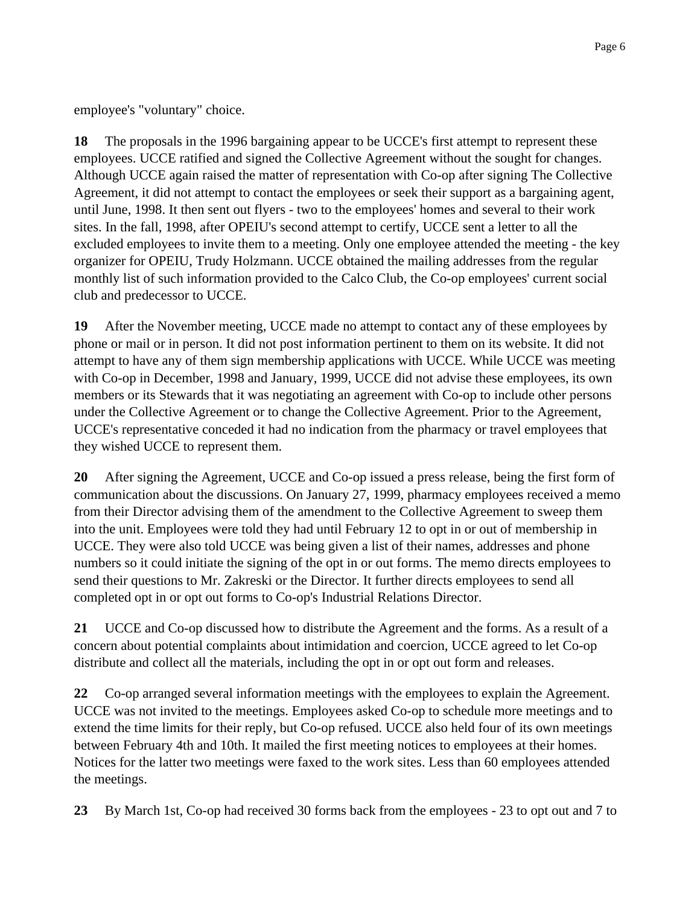employee's "voluntary" choice.

**18** The proposals in the 1996 bargaining appear to be UCCE's first attempt to represent these employees. UCCE ratified and signed the Collective Agreement without the sought for changes. Although UCCE again raised the matter of representation with Co-op after signing The Collective Agreement, it did not attempt to contact the employees or seek their support as a bargaining agent, until June, 1998. It then sent out flyers - two to the employees' homes and several to their work sites. In the fall, 1998, after OPEIU's second attempt to certify, UCCE sent a letter to all the excluded employees to invite them to a meeting. Only one employee attended the meeting - the key organizer for OPEIU, Trudy Holzmann. UCCE obtained the mailing addresses from the regular monthly list of such information provided to the Calco Club, the Co-op employees' current social club and predecessor to UCCE.

**19** After the November meeting, UCCE made no attempt to contact any of these employees by phone or mail or in person. It did not post information pertinent to them on its website. It did not attempt to have any of them sign membership applications with UCCE. While UCCE was meeting with Co-op in December, 1998 and January, 1999, UCCE did not advise these employees, its own members or its Stewards that it was negotiating an agreement with Co-op to include other persons under the Collective Agreement or to change the Collective Agreement. Prior to the Agreement, UCCE's representative conceded it had no indication from the pharmacy or travel employees that they wished UCCE to represent them.

**20** After signing the Agreement, UCCE and Co-op issued a press release, being the first form of communication about the discussions. On January 27, 1999, pharmacy employees received a memo from their Director advising them of the amendment to the Collective Agreement to sweep them into the unit. Employees were told they had until February 12 to opt in or out of membership in UCCE. They were also told UCCE was being given a list of their names, addresses and phone numbers so it could initiate the signing of the opt in or out forms. The memo directs employees to send their questions to Mr. Zakreski or the Director. It further directs employees to send all completed opt in or opt out forms to Co-op's Industrial Relations Director.

**21** UCCE and Co-op discussed how to distribute the Agreement and the forms. As a result of a concern about potential complaints about intimidation and coercion, UCCE agreed to let Co-op distribute and collect all the materials, including the opt in or opt out form and releases.

**22** Co-op arranged several information meetings with the employees to explain the Agreement. UCCE was not invited to the meetings. Employees asked Co-op to schedule more meetings and to extend the time limits for their reply, but Co-op refused. UCCE also held four of its own meetings between February 4th and 10th. It mailed the first meeting notices to employees at their homes. Notices for the latter two meetings were faxed to the work sites. Less than 60 employees attended the meetings.

**23** By March 1st, Co-op had received 30 forms back from the employees - 23 to opt out and 7 to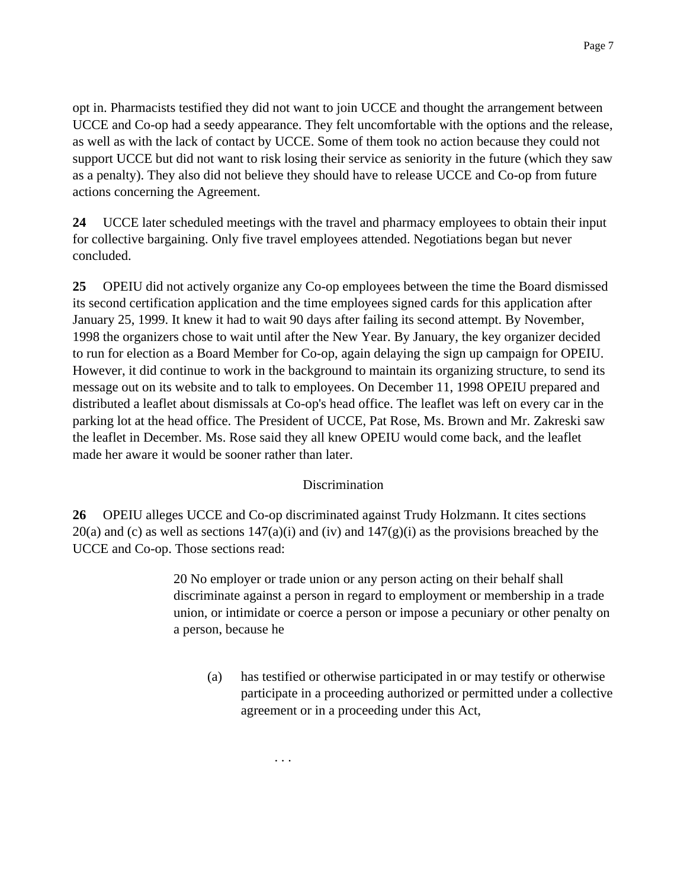opt in. Pharmacists testified they did not want to join UCCE and thought the arrangement between UCCE and Co-op had a seedy appearance. They felt uncomfortable with the options and the release, as well as with the lack of contact by UCCE. Some of them took no action because they could not support UCCE but did not want to risk losing their service as seniority in the future (which they saw as a penalty). They also did not believe they should have to release UCCE and Co-op from future actions concerning the Agreement.

**24** UCCE later scheduled meetings with the travel and pharmacy employees to obtain their input for collective bargaining. Only five travel employees attended. Negotiations began but never concluded.

**25** OPEIU did not actively organize any Co-op employees between the time the Board dismissed its second certification application and the time employees signed cards for this application after January 25, 1999. It knew it had to wait 90 days after failing its second attempt. By November, 1998 the organizers chose to wait until after the New Year. By January, the key organizer decided to run for election as a Board Member for Co-op, again delaying the sign up campaign for OPEIU. However, it did continue to work in the background to maintain its organizing structure, to send its message out on its website and to talk to employees. On December 11, 1998 OPEIU prepared and distributed a leaflet about dismissals at Co-op's head office. The leaflet was left on every car in the parking lot at the head office. The President of UCCE, Pat Rose, Ms. Brown and Mr. Zakreski saw the leaflet in December. Ms. Rose said they all knew OPEIU would come back, and the leaflet made her aware it would be sooner rather than later.

## Discrimination

**26** OPEIU alleges UCCE and Co-op discriminated against Trudy Holzmann. It cites sections 20(a) and (c) as well as sections 147(a)(i) and (iv) and 147(g)(i) as the provisions breached by the UCCE and Co-op. Those sections read:

> 20 No employer or trade union or any person acting on their behalf shall discriminate against a person in regard to employment or membership in a trade union, or intimidate or coerce a person or impose a pecuniary or other penalty on a person, because he
>
> (a) has testified or otherwise participated in or may testify or otherwise participate in a proceeding authorized or permitted under a collective agreement or in a proceeding under this Act,
>
> . . .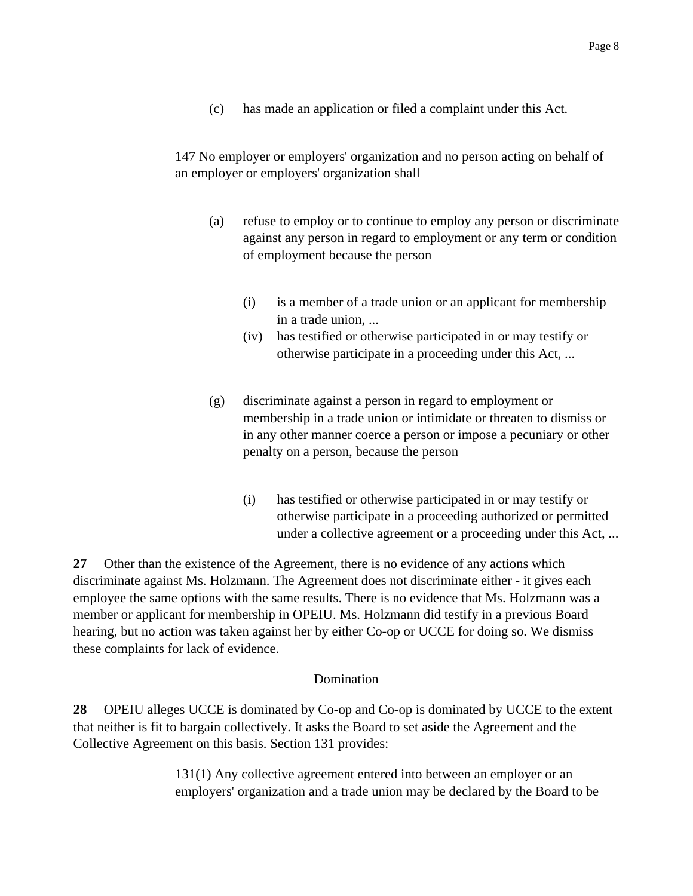(c) has made an application or filed a complaint under this Act.

> 147 No employer or employers' organization and no person acting on behalf of an employer or employers' organization shall
>
> (a) refuse to employ or to continue to employ any person or discriminate against any person in regard to employment or any term or condition of employment because the person
>
> (i) is a member of a trade union or an applicant for membership in a trade union, ...
>
> (iv) has testified or otherwise participated in or may testify or otherwise participate in a proceeding under this Act, ...
>
> (g) discriminate against a person in regard to employment or membership in a trade union or intimidate or threaten to dismiss or in any other manner coerce a person or impose a pecuniary or other penalty on a person, because the person
>
> (i) has testified or otherwise participated in or may testify or otherwise participate in a proceeding authorized or permitted under a collective agreement or a proceeding under this Act, ...

**27** Other than the existence of the Agreement, there is no evidence of any actions which discriminate against Ms. Holzmann. The Agreement does not discriminate either - it gives each employee the same options with the same results. There is no evidence that Ms. Holzmann was a member or applicant for membership in OPEIU. Ms. Holzmann did testify in a previous Board hearing, but no action was taken against her by either Co-op or UCCE for doing so. We dismiss these complaints for lack of evidence.

Domination

**28** OPEIU alleges UCCE is dominated by Co-op and Co-op is dominated by UCCE to the extent that neither is fit to bargain collectively. It asks the Board to set aside the Agreement and the Collective Agreement on this basis. Section 131 provides:

> 131(1) Any collective agreement entered into between an employer or an employers' organization and a trade union may be declared by the Board to be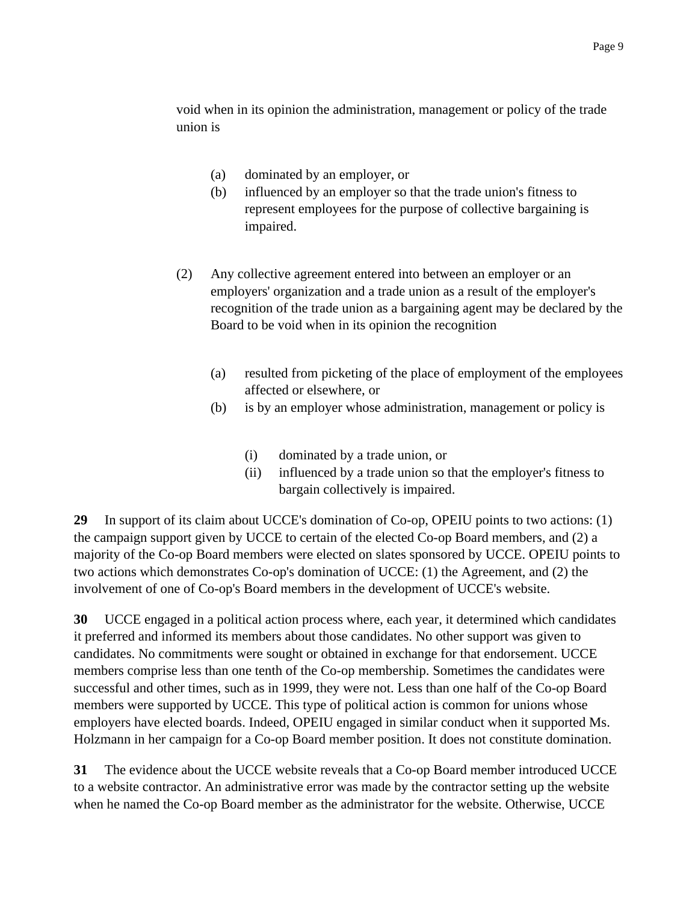void when in its opinion the administration, management or policy of the trade union is

> (a) dominated by an employer, or
> (b) influenced by an employer so that the trade union's fitness to represent employees for the purpose of collective bargaining is impaired.

(2) Any collective agreement entered into between an employer or an employers' organization and a trade union as a result of the employer's recognition of the trade union as a bargaining agent may be declared by the Board to be void when in its opinion the recognition

> (a) resulted from picketing of the place of employment of the employees affected or elsewhere, or
> (b) is by an employer whose administration, management or policy is
>
> > (i) dominated by a trade union, or
> > (ii) influenced by a trade union so that the employer's fitness to bargain collectively is impaired.

**29** In support of its claim about UCCE's domination of Co-op, OPEIU points to two actions: (1) the campaign support given by UCCE to certain of the elected Co-op Board members, and (2) a majority of the Co-op Board members were elected on slates sponsored by UCCE. OPEIU points to two actions which demonstrates Co-op's domination of UCCE: (1) the Agreement, and (2) the involvement of one of Co-op's Board members in the development of UCCE's website.

**30** UCCE engaged in a political action process where, each year, it determined which candidates it preferred and informed its members about those candidates. No other support was given to candidates. No commitments were sought or obtained in exchange for that endorsement. UCCE members comprise less than one tenth of the Co-op membership. Sometimes the candidates were successful and other times, such as in 1999, they were not. Less than one half of the Co-op Board members were supported by UCCE. This type of political action is common for unions whose employers have elected boards. Indeed, OPEIU engaged in similar conduct when it supported Ms. Holzmann in her campaign for a Co-op Board member position. It does not constitute domination.

**31** The evidence about the UCCE website reveals that a Co-op Board member introduced UCCE to a website contractor. An administrative error was made by the contractor setting up the website when he named the Co-op Board member as the administrator for the website. Otherwise, UCCE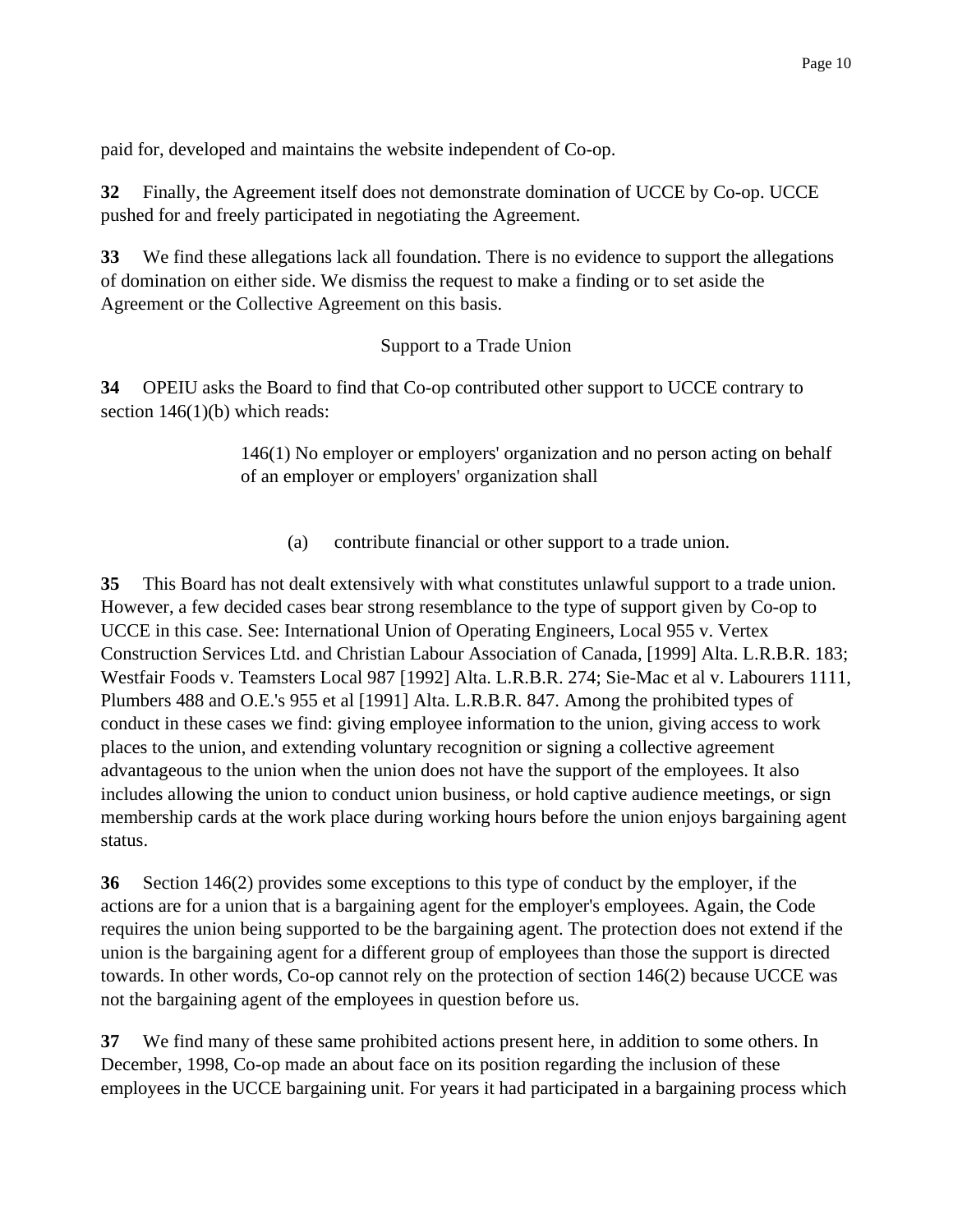paid for, developed and maintains the website independent of Co-op.

**32** Finally, the Agreement itself does not demonstrate domination of UCCE by Co-op. UCCE pushed for and freely participated in negotiating the Agreement.

**33** We find these allegations lack all foundation. There is no evidence to support the allegations of domination on either side. We dismiss the request to make a finding or to set aside the Agreement or the Collective Agreement on this basis.

Support to a Trade Union

**34** OPEIU asks the Board to find that Co-op contributed other support to UCCE contrary to section 146(1)(b) which reads:

> 146(1) No employer or employers' organization and no person acting on behalf of an employer or employers' organization shall
>
> (a) contribute financial or other support to a trade union.

**35** This Board has not dealt extensively with what constitutes unlawful support to a trade union. However, a few decided cases bear strong resemblance to the type of support given by Co-op to UCCE in this case. See: International Union of Operating Engineers, Local 955 v. Vertex Construction Services Ltd. and Christian Labour Association of Canada, [1999] Alta. L.R.B.R. 183; Westfair Foods v. Teamsters Local 987 [1992] Alta. L.R.B.R. 274; Sie-Mac et al v. Labourers 1111, Plumbers 488 and O.E.'s 955 et al [1991] Alta. L.R.B.R. 847. Among the prohibited types of conduct in these cases we find: giving employee information to the union, giving access to work places to the union, and extending voluntary recognition or signing a collective agreement advantageous to the union when the union does not have the support of the employees. It also includes allowing the union to conduct union business, or hold captive audience meetings, or sign membership cards at the work place during working hours before the union enjoys bargaining agent status.

**36** Section 146(2) provides some exceptions to this type of conduct by the employer, if the actions are for a union that is a bargaining agent for the employer's employees. Again, the Code requires the union being supported to be the bargaining agent. The protection does not extend if the union is the bargaining agent for a different group of employees than those the support is directed towards. In other words, Co-op cannot rely on the protection of section 146(2) because UCCE was not the bargaining agent of the employees in question before us.

**37** We find many of these same prohibited actions present here, in addition to some others. In December, 1998, Co-op made an about face on its position regarding the inclusion of these employees in the UCCE bargaining unit. For years it had participated in a bargaining process which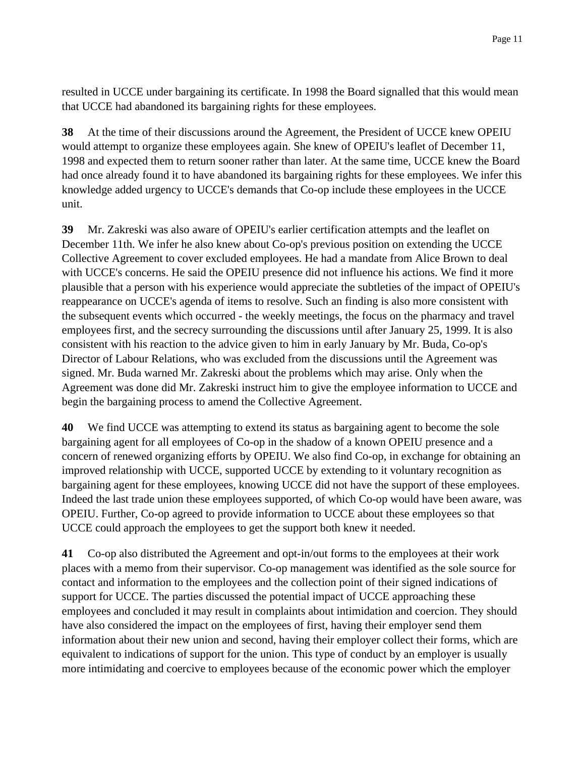resulted in UCCE under bargaining its certificate. In 1998 the Board signalled that this would mean that UCCE had abandoned its bargaining rights for these employees.

**38** At the time of their discussions around the Agreement, the President of UCCE knew OPEIU would attempt to organize these employees again. She knew of OPEIU's leaflet of December 11, 1998 and expected them to return sooner rather than later. At the same time, UCCE knew the Board had once already found it to have abandoned its bargaining rights for these employees. We infer this knowledge added urgency to UCCE's demands that Co-op include these employees in the UCCE unit.

**39** Mr. Zakreski was also aware of OPEIU's earlier certification attempts and the leaflet on December 11th. We infer he also knew about Co-op's previous position on extending the UCCE Collective Agreement to cover excluded employees. He had a mandate from Alice Brown to deal with UCCE's concerns. He said the OPEIU presence did not influence his actions. We find it more plausible that a person with his experience would appreciate the subtleties of the impact of OPEIU's reappearance on UCCE's agenda of items to resolve. Such an finding is also more consistent with the subsequent events which occurred - the weekly meetings, the focus on the pharmacy and travel employees first, and the secrecy surrounding the discussions until after January 25, 1999. It is also consistent with his reaction to the advice given to him in early January by Mr. Buda, Co-op's Director of Labour Relations, who was excluded from the discussions until the Agreement was signed. Mr. Buda warned Mr. Zakreski about the problems which may arise. Only when the Agreement was done did Mr. Zakreski instruct him to give the employee information to UCCE and begin the bargaining process to amend the Collective Agreement.

**40** We find UCCE was attempting to extend its status as bargaining agent to become the sole bargaining agent for all employees of Co-op in the shadow of a known OPEIU presence and a concern of renewed organizing efforts by OPEIU. We also find Co-op, in exchange for obtaining an improved relationship with UCCE, supported UCCE by extending to it voluntary recognition as bargaining agent for these employees, knowing UCCE did not have the support of these employees. Indeed the last trade union these employees supported, of which Co-op would have been aware, was OPEIU. Further, Co-op agreed to provide information to UCCE about these employees so that UCCE could approach the employees to get the support both knew it needed.

**41** Co-op also distributed the Agreement and opt-in/out forms to the employees at their work places with a memo from their supervisor. Co-op management was identified as the sole source for contact and information to the employees and the collection point of their signed indications of support for UCCE. The parties discussed the potential impact of UCCE approaching these employees and concluded it may result in complaints about intimidation and coercion. They should have also considered the impact on the employees of first, having their employer send them information about their new union and second, having their employer collect their forms, which are equivalent to indications of support for the union. This type of conduct by an employer is usually more intimidating and coercive to employees because of the economic power which the employer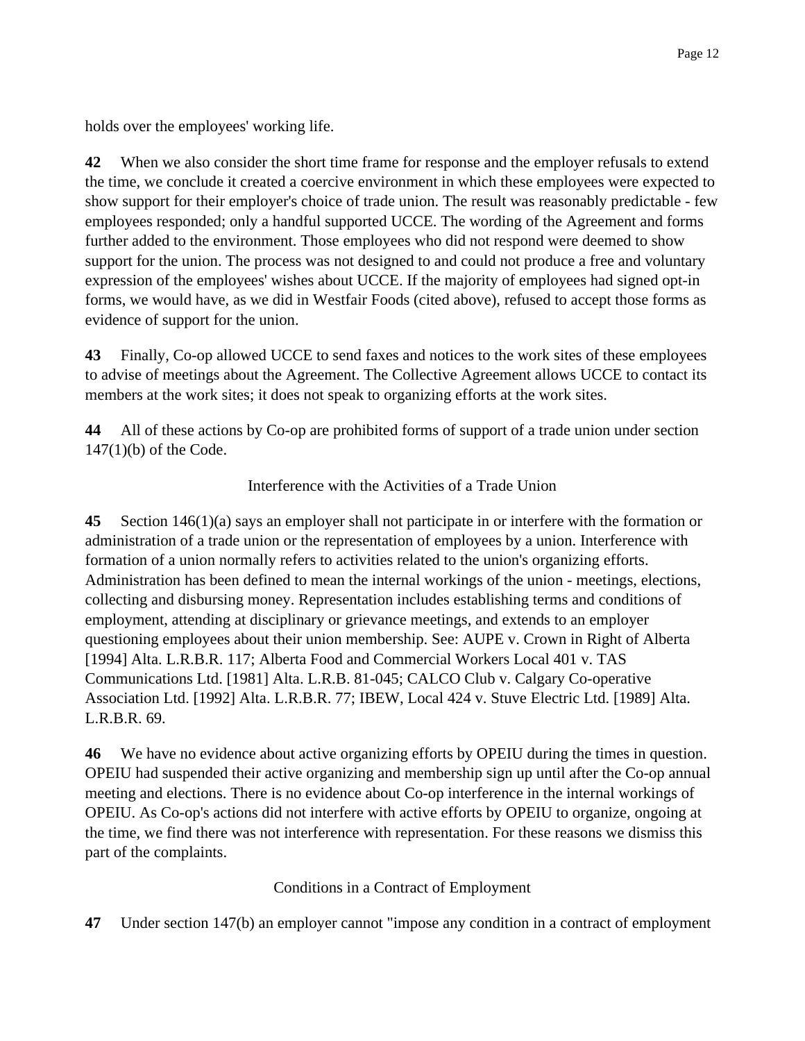holds over the employees' working life.

**42** When we also consider the short time frame for response and the employer refusals to extend the time, we conclude it created a coercive environment in which these employees were expected to show support for their employer's choice of trade union. The result was reasonably predictable - few employees responded; only a handful supported UCCE. The wording of the Agreement and forms further added to the environment. Those employees who did not respond were deemed to show support for the union. The process was not designed to and could not produce a free and voluntary expression of the employees' wishes about UCCE. If the majority of employees had signed opt-in forms, we would have, as we did in Westfair Foods (cited above), refused to accept those forms as evidence of support for the union.

**43** Finally, Co-op allowed UCCE to send faxes and notices to the work sites of these employees to advise of meetings about the Agreement. The Collective Agreement allows UCCE to contact its members at the work sites; it does not speak to organizing efforts at the work sites.

**44** All of these actions by Co-op are prohibited forms of support of a trade union under section 147(1)(b) of the Code.

Interference with the Activities of a Trade Union

**45** Section 146(1)(a) says an employer shall not participate in or interfere with the formation or administration of a trade union or the representation of employees by a union. Interference with formation of a union normally refers to activities related to the union's organizing efforts. Administration has been defined to mean the internal workings of the union - meetings, elections, collecting and disbursing money. Representation includes establishing terms and conditions of employment, attending at disciplinary or grievance meetings, and extends to an employer questioning employees about their union membership. See: AUPE v. Crown in Right of Alberta [1994] Alta. L.R.B.R. 117; Alberta Food and Commercial Workers Local 401 v. TAS Communications Ltd. [1981] Alta. L.R.B. 81-045; CALCO Club v. Calgary Co-operative Association Ltd. [1992] Alta. L.R.B.R. 77; IBEW, Local 424 v. Stuve Electric Ltd. [1989] Alta. L.R.B.R. 69.

**46** We have no evidence about active organizing efforts by OPEIU during the times in question. OPEIU had suspended their active organizing and membership sign up until after the Co-op annual meeting and elections. There is no evidence about Co-op interference in the internal workings of OPEIU. As Co-op's actions did not interfere with active efforts by OPEIU to organize, ongoing at the time, we find there was not interference with representation. For these reasons we dismiss this part of the complaints.

Conditions in a Contract of Employment

**47** Under section 147(b) an employer cannot "impose any condition in a contract of employment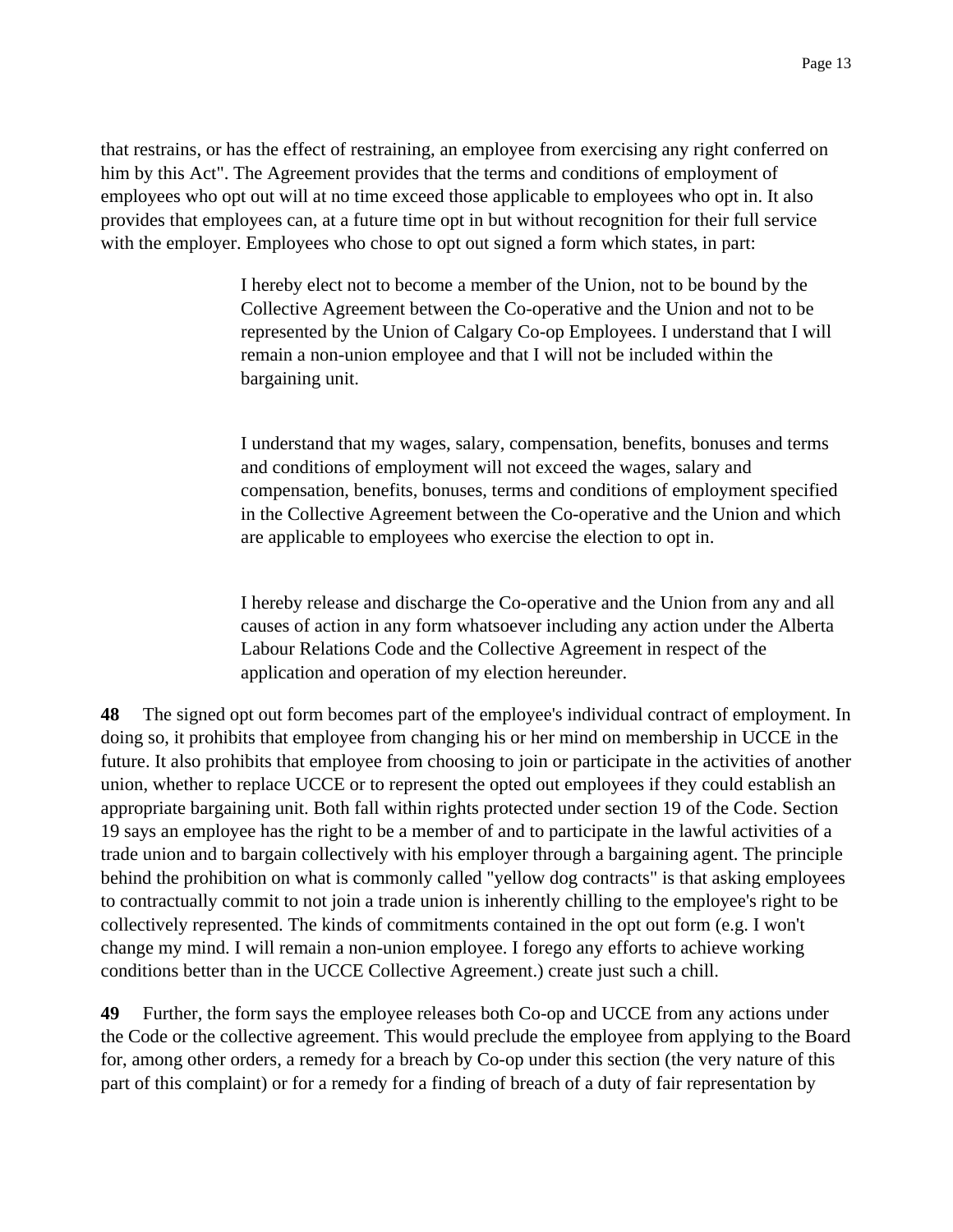that restrains, or has the effect of restraining, an employee from exercising any right conferred on him by this Act". The Agreement provides that the terms and conditions of employment of employees who opt out will at no time exceed those applicable to employees who opt in. It also provides that employees can, at a future time opt in but without recognition for their full service with the employer. Employees who chose to opt out signed a form which states, in part:

> I hereby elect not to become a member of the Union, not to be bound by the Collective Agreement between the Co-operative and the Union and not to be represented by the Union of Calgary Co-op Employees. I understand that I will remain a non-union employee and that I will not be included within the bargaining unit.
>
> I understand that my wages, salary, compensation, benefits, bonuses and terms and conditions of employment will not exceed the wages, salary and compensation, benefits, bonuses, terms and conditions of employment specified in the Collective Agreement between the Co-operative and the Union and which are applicable to employees who exercise the election to opt in.
>
> I hereby release and discharge the Co-operative and the Union from any and all causes of action in any form whatsoever including any action under the Alberta Labour Relations Code and the Collective Agreement in respect of the application and operation of my election hereunder.

**48** The signed opt out form becomes part of the employee's individual contract of employment. In doing so, it prohibits that employee from changing his or her mind on membership in UCCE in the future. It also prohibits that employee from choosing to join or participate in the activities of another union, whether to replace UCCE or to represent the opted out employees if they could establish an appropriate bargaining unit. Both fall within rights protected under section 19 of the Code. Section 19 says an employee has the right to be a member of and to participate in the lawful activities of a trade union and to bargain collectively with his employer through a bargaining agent. The principle behind the prohibition on what is commonly called "yellow dog contracts" is that asking employees to contractually commit to not join a trade union is inherently chilling to the employee's right to be collectively represented. The kinds of commitments contained in the opt out form (e.g. I won't change my mind. I will remain a non-union employee. I forego any efforts to achieve working conditions better than in the UCCE Collective Agreement.) create just such a chill.

**49** Further, the form says the employee releases both Co-op and UCCE from any actions under the Code or the collective agreement. This would preclude the employee from applying to the Board for, among other orders, a remedy for a breach by Co-op under this section (the very nature of this part of this complaint) or for a remedy for a finding of breach of a duty of fair representation by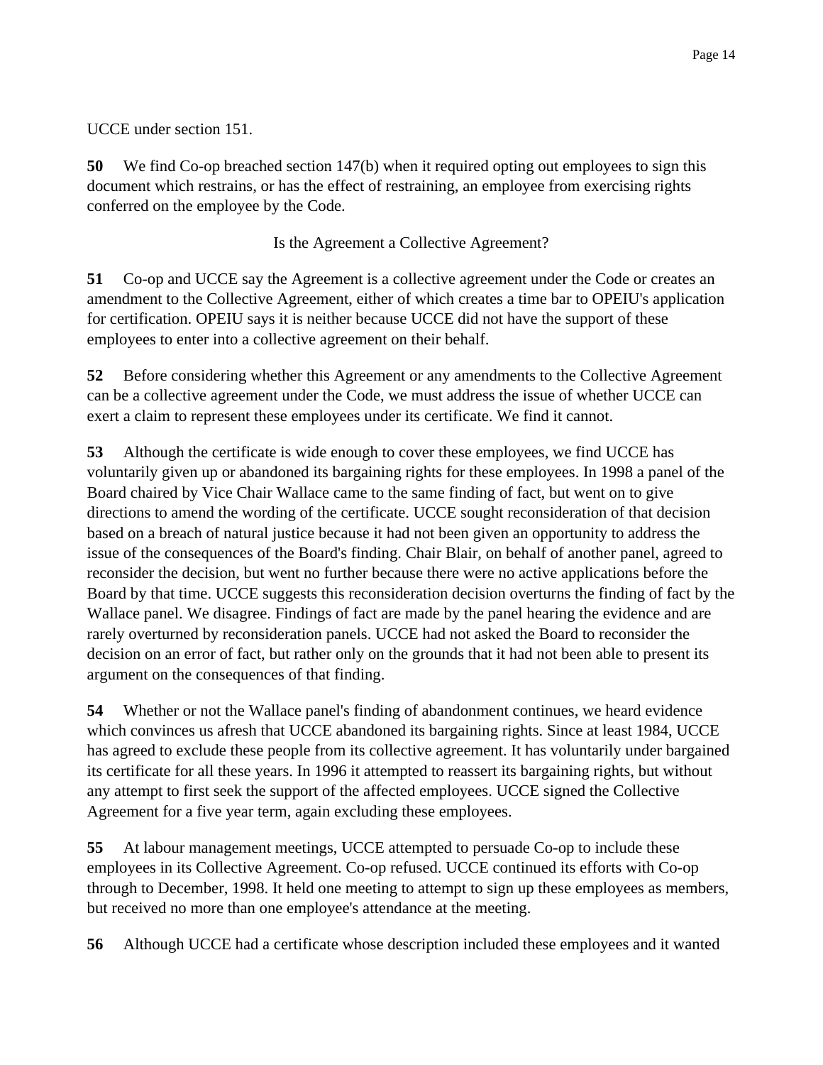UCCE under section 151.

**50** We find Co-op breached section 147(b) when it required opting out employees to sign this document which restrains, or has the effect of restraining, an employee from exercising rights conferred on the employee by the Code.

Is the Agreement a Collective Agreement?

**51** Co-op and UCCE say the Agreement is a collective agreement under the Code or creates an amendment to the Collective Agreement, either of which creates a time bar to OPEIU's application for certification. OPEIU says it is neither because UCCE did not have the support of these employees to enter into a collective agreement on their behalf.

**52** Before considering whether this Agreement or any amendments to the Collective Agreement can be a collective agreement under the Code, we must address the issue of whether UCCE can exert a claim to represent these employees under its certificate. We find it cannot.

**53** Although the certificate is wide enough to cover these employees, we find UCCE has voluntarily given up or abandoned its bargaining rights for these employees. In 1998 a panel of the Board chaired by Vice Chair Wallace came to the same finding of fact, but went on to give directions to amend the wording of the certificate. UCCE sought reconsideration of that decision based on a breach of natural justice because it had not been given an opportunity to address the issue of the consequences of the Board's finding. Chair Blair, on behalf of another panel, agreed to reconsider the decision, but went no further because there were no active applications before the Board by that time. UCCE suggests this reconsideration decision overturns the finding of fact by the Wallace panel. We disagree. Findings of fact are made by the panel hearing the evidence and are rarely overturned by reconsideration panels. UCCE had not asked the Board to reconsider the decision on an error of fact, but rather only on the grounds that it had not been able to present its argument on the consequences of that finding.

**54** Whether or not the Wallace panel's finding of abandonment continues, we heard evidence which convinces us afresh that UCCE abandoned its bargaining rights. Since at least 1984, UCCE has agreed to exclude these people from its collective agreement. It has voluntarily under bargained its certificate for all these years. In 1996 it attempted to reassert its bargaining rights, but without any attempt to first seek the support of the affected employees. UCCE signed the Collective Agreement for a five year term, again excluding these employees.

**55** At labour management meetings, UCCE attempted to persuade Co-op to include these employees in its Collective Agreement. Co-op refused. UCCE continued its efforts with Co-op through to December, 1998. It held one meeting to attempt to sign up these employees as members, but received no more than one employee's attendance at the meeting.

**56** Although UCCE had a certificate whose description included these employees and it wanted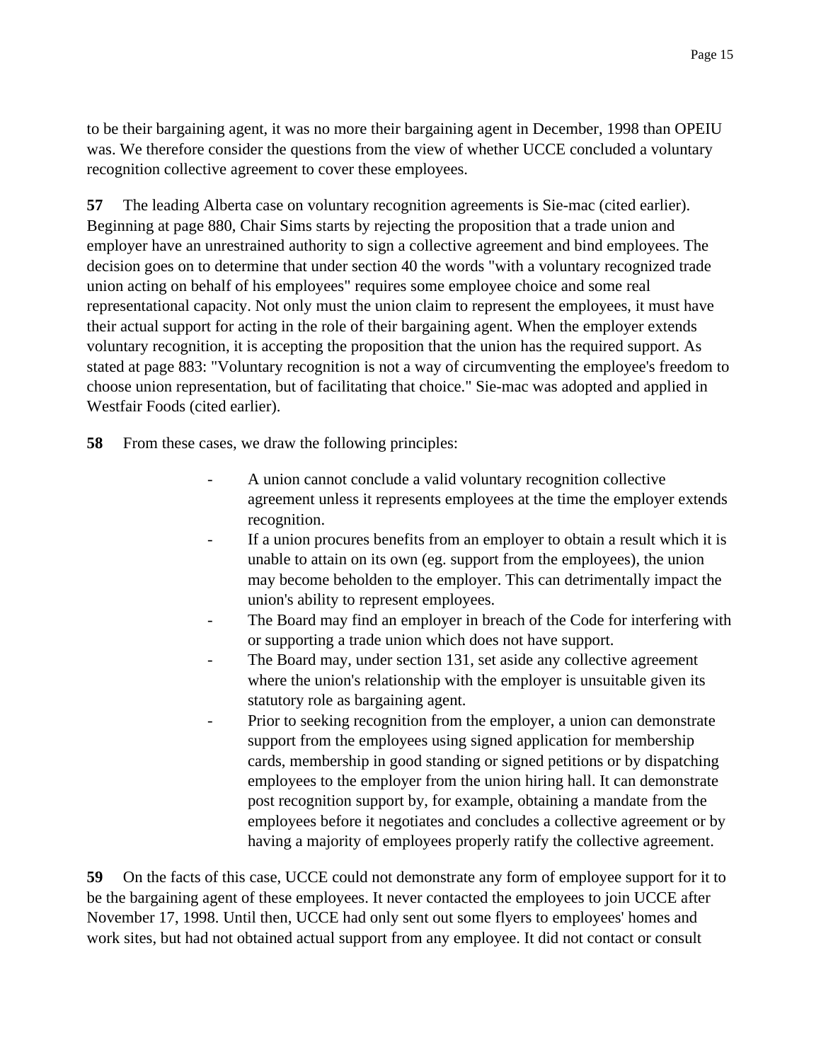to be their bargaining agent, it was no more their bargaining agent in December, 1998 than OPEIU was. We therefore consider the questions from the view of whether UCCE concluded a voluntary recognition collective agreement to cover these employees.

**57** The leading Alberta case on voluntary recognition agreements is Sie-mac (cited earlier). Beginning at page 880, Chair Sims starts by rejecting the proposition that a trade union and employer have an unrestrained authority to sign a collective agreement and bind employees. The decision goes on to determine that under section 40 the words "with a voluntary recognized trade union acting on behalf of his employees" requires some employee choice and some real representational capacity. Not only must the union claim to represent the employees, it must have their actual support for acting in the role of their bargaining agent. When the employer extends voluntary recognition, it is accepting the proposition that the union has the required support. As stated at page 883: "Voluntary recognition is not a way of circumventing the employee's freedom to choose union representation, but of facilitating that choice." Sie-mac was adopted and applied in Westfair Foods (cited earlier).

**58** From these cases, we draw the following principles:

- A union cannot conclude a valid voluntary recognition collective agreement unless it represents employees at the time the employer extends recognition.
- If a union procures benefits from an employer to obtain a result which it is unable to attain on its own (eg. support from the employees), the union may become beholden to the employer. This can detrimentally impact the union's ability to represent employees.
- The Board may find an employer in breach of the Code for interfering with or supporting a trade union which does not have support.
- The Board may, under section 131, set aside any collective agreement where the union's relationship with the employer is unsuitable given its statutory role as bargaining agent.
- Prior to seeking recognition from the employer, a union can demonstrate support from the employees using signed application for membership cards, membership in good standing or signed petitions or by dispatching employees to the employer from the union hiring hall. It can demonstrate post recognition support by, for example, obtaining a mandate from the employees before it negotiates and concludes a collective agreement or by having a majority of employees properly ratify the collective agreement.

**59** On the facts of this case, UCCE could not demonstrate any form of employee support for it to be the bargaining agent of these employees. It never contacted the employees to join UCCE after November 17, 1998. Until then, UCCE had only sent out some flyers to employees' homes and work sites, but had not obtained actual support from any employee. It did not contact or consult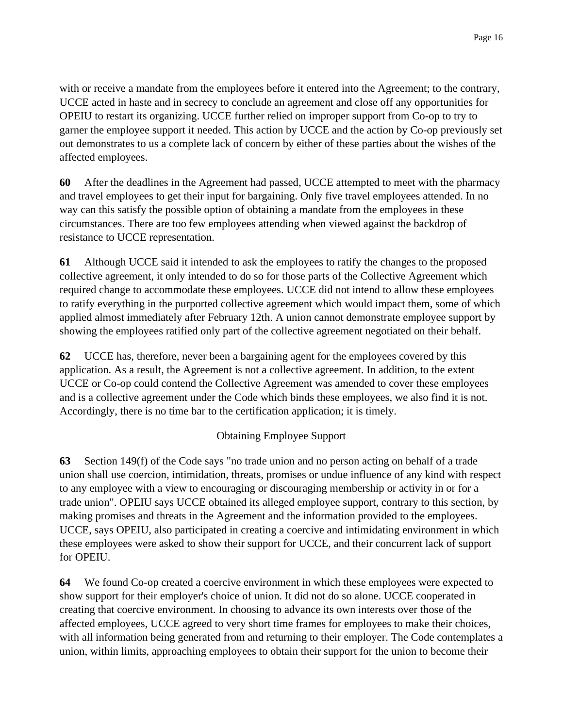with or receive a mandate from the employees before it entered into the Agreement; to the contrary, UCCE acted in haste and in secrecy to conclude an agreement and close off any opportunities for OPEIU to restart its organizing. UCCE further relied on improper support from Co-op to try to garner the employee support it needed. This action by UCCE and the action by Co-op previously set out demonstrates to us a complete lack of concern by either of these parties about the wishes of the affected employees.

**60** After the deadlines in the Agreement had passed, UCCE attempted to meet with the pharmacy and travel employees to get their input for bargaining. Only five travel employees attended. In no way can this satisfy the possible option of obtaining a mandate from the employees in these circumstances. There are too few employees attending when viewed against the backdrop of resistance to UCCE representation.

**61** Although UCCE said it intended to ask the employees to ratify the changes to the proposed collective agreement, it only intended to do so for those parts of the Collective Agreement which required change to accommodate these employees. UCCE did not intend to allow these employees to ratify everything in the purported collective agreement which would impact them, some of which applied almost immediately after February 12th. A union cannot demonstrate employee support by showing the employees ratified only part of the collective agreement negotiated on their behalf.

**62** UCCE has, therefore, never been a bargaining agent for the employees covered by this application. As a result, the Agreement is not a collective agreement. In addition, to the extent UCCE or Co-op could contend the Collective Agreement was amended to cover these employees and is a collective agreement under the Code which binds these employees, we also find it is not. Accordingly, there is no time bar to the certification application; it is timely.

Obtaining Employee Support

**63** Section 149(f) of the Code says "no trade union and no person acting on behalf of a trade union shall use coercion, intimidation, threats, promises or undue influence of any kind with respect to any employee with a view to encouraging or discouraging membership or activity in or for a trade union". OPEIU says UCCE obtained its alleged employee support, contrary to this section, by making promises and threats in the Agreement and the information provided to the employees. UCCE, says OPEIU, also participated in creating a coercive and intimidating environment in which these employees were asked to show their support for UCCE, and their concurrent lack of support for OPEIU.

**64** We found Co-op created a coercive environment in which these employees were expected to show support for their employer's choice of union. It did not do so alone. UCCE cooperated in creating that coercive environment. In choosing to advance its own interests over those of the affected employees, UCCE agreed to very short time frames for employees to make their choices, with all information being generated from and returning to their employer. The Code contemplates a union, within limits, approaching employees to obtain their support for the union to become their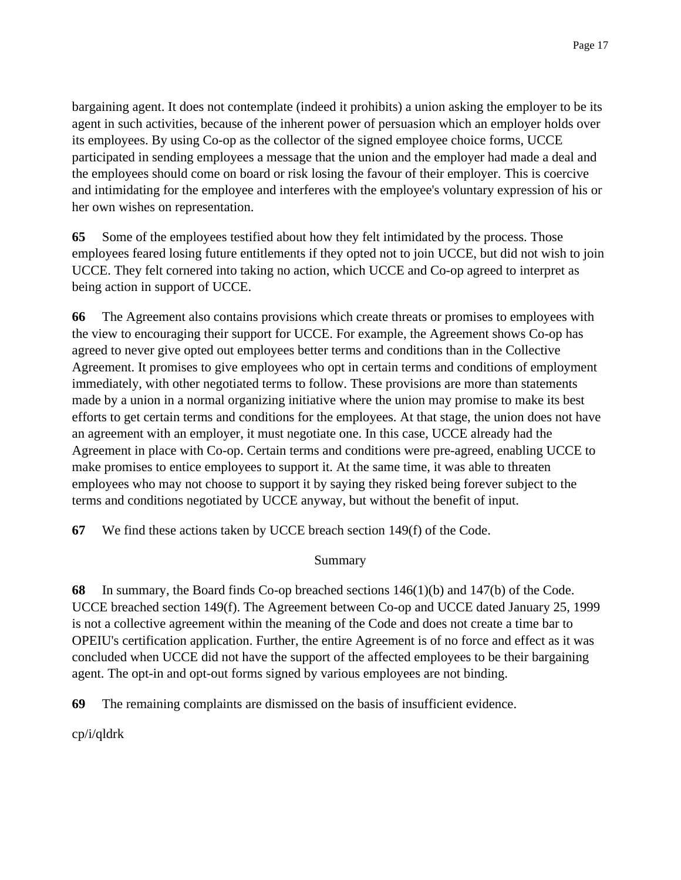bargaining agent. It does not contemplate (indeed it prohibits) a union asking the employer to be its agent in such activities, because of the inherent power of persuasion which an employer holds over its employees. By using Co-op as the collector of the signed employee choice forms, UCCE participated in sending employees a message that the union and the employer had made a deal and the employees should come on board or risk losing the favour of their employer. This is coercive and intimidating for the employee and interferes with the employee's voluntary expression of his or her own wishes on representation.

**65** Some of the employees testified about how they felt intimidated by the process. Those employees feared losing future entitlements if they opted not to join UCCE, but did not wish to join UCCE. They felt cornered into taking no action, which UCCE and Co-op agreed to interpret as being action in support of UCCE.

**66** The Agreement also contains provisions which create threats or promises to employees with the view to encouraging their support for UCCE. For example, the Agreement shows Co-op has agreed to never give opted out employees better terms and conditions than in the Collective Agreement. It promises to give employees who opt in certain terms and conditions of employment immediately, with other negotiated terms to follow. These provisions are more than statements made by a union in a normal organizing initiative where the union may promise to make its best efforts to get certain terms and conditions for the employees. At that stage, the union does not have an agreement with an employer, it must negotiate one. In this case, UCCE already had the Agreement in place with Co-op. Certain terms and conditions were pre-agreed, enabling UCCE to make promises to entice employees to support it. At the same time, it was able to threaten employees who may not choose to support it by saying they risked being forever subject to the terms and conditions negotiated by UCCE anyway, but without the benefit of input.

**67** We find these actions taken by UCCE breach section 149(f) of the Code.

Summary

**68** In summary, the Board finds Co-op breached sections 146(1)(b) and 147(b) of the Code. UCCE breached section 149(f). The Agreement between Co-op and UCCE dated January 25, 1999 is not a collective agreement within the meaning of the Code and does not create a time bar to OPEIU's certification application. Further, the entire Agreement is of no force and effect as it was concluded when UCCE did not have the support of the affected employees to be their bargaining agent. The opt-in and opt-out forms signed by various employees are not binding.

**69** The remaining complaints are dismissed on the basis of insufficient evidence.

cp/i/qldrk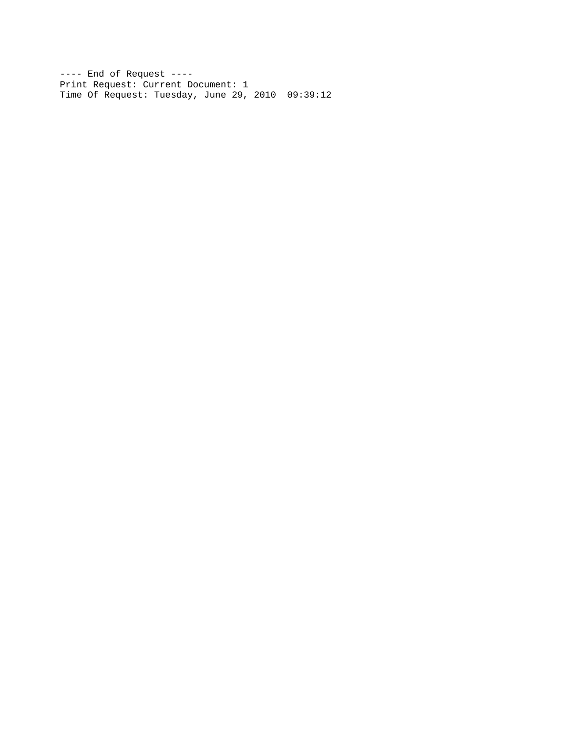---- End of Request ----
Print Request: Current Document: 1
Time Of Request: Tuesday, June 29, 2010 09:39:12